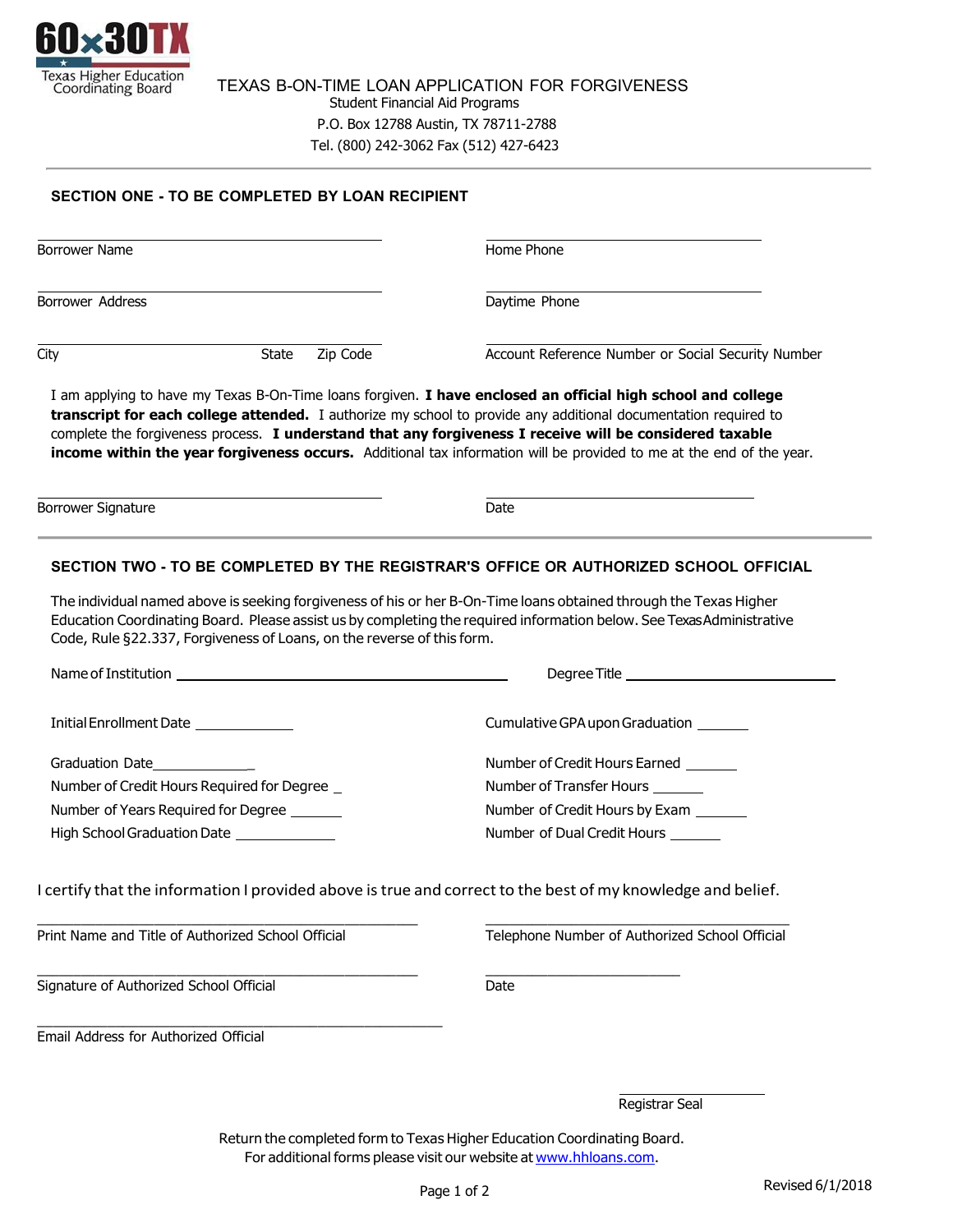60x30TX

Texas Higher Education Coordinating Board

# TEXAS B-ON-TIME LOAN APPLICATION FOR FORGIVENESS

Student Financial Aid Programs
P.O. Box 12788 Austin, TX 78711-2788
Tel. (800) 242-3062 Fax (512) 427-6423

## SECTION ONE - TO BE COMPLETED BY LOAN RECIPIENT

Borrower Name ______________________

Home Phone ______________________

Borrower Address ______________________

Daytime Phone ______________________

City ______________________ State ______ Zip Code ______

Account Reference Number or Social Security Number ______________________

I am applying to have my Texas B-On-Time loans forgiven. **I have enclosed an official high school and college transcript for each college attended.** I authorize my school to provide any additional documentation required to complete the forgiveness process. **I understand that any forgiveness I receive will be considered taxable income within the year forgiveness occurs.** Additional tax information will be provided to me at the end of the year.

Borrower Signature ______________________

Date ______________________

## SECTION TWO - TO BE COMPLETED BY THE REGISTRAR'S OFFICE OR AUTHORIZED SCHOOL OFFICIAL

The individual named above is seeking forgiveness of his or her B-On-Time loans obtained through the Texas Higher Education Coordinating Board. Please assist us by completing the required information below. See Texas Administrative Code, Rule §22.337, Forgiveness of Loans, on the reverse of this form.

Name of Institution ______________________

Degree Title ______________________

Initial Enrollment Date ______________

Cumulative GPA upon Graduation ________

Graduation Date______________

Number of Credit Hours Required for Degree _

Number of Years Required for Degree _______

High School Graduation Date ______________

Number of Credit Hours Earned _______

Number of Transfer Hours _______

Number of Credit Hours by Exam _______

Number of Dual Credit Hours _______

I certify that the information I provided above is true and correct to the best of my knowledge and belief.

Print Name and Title of Authorized School Official ______________________

Telephone Number of Authorized School Official ______________________

Signature of Authorized School Official ______________________

Date ______________________

Email Address for Authorized Official ______________________

Registrar Seal ______________________

Return the completed form to Texas Higher Education Coordinating Board.
For additional forms please visit our website at www.hhloans.com.

Revised 6/1/2018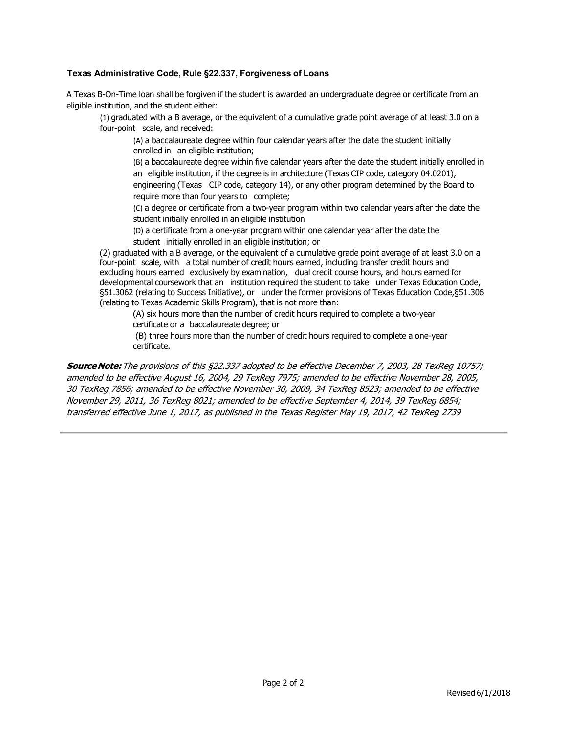**Texas Administrative Code, Rule §22.337, Forgiveness of Loans**

A Texas B-On-Time loan shall be forgiven if the student is awarded an undergraduate degree or certificate from an eligible institution, and the student either:

(1) graduated with a B average, or the equivalent of a cumulative grade point average of at least 3.0 on a four-point scale, and received:

(A) a baccalaureate degree within four calendar years after the date the student initially enrolled in an eligible institution;

(B) a baccalaureate degree within five calendar years after the date the student initially enrolled in an eligible institution, if the degree is in architecture (Texas CIP code, category 04.0201), engineering (Texas CIP code, category 14), or any other program determined by the Board to require more than four years to complete;

(C) a degree or certificate from a two-year program within two calendar years after the date the student initially enrolled in an eligible institution

(D) a certificate from a one-year program within one calendar year after the date the student initially enrolled in an eligible institution; or

(2) graduated with a B average, or the equivalent of a cumulative grade point average of at least 3.0 on a four-point scale, with a total number of credit hours earned, including transfer credit hours and excluding hours earned exclusively by examination, dual credit course hours, and hours earned for developmental coursework that an institution required the student to take under Texas Education Code, §51.3062 (relating to Success Initiative), or under the former provisions of Texas Education Code,§51.306 (relating to Texas Academic Skills Program), that is not more than:

(A) six hours more than the number of credit hours required to complete a two-year certificate or a baccalaureate degree; or

(B) three hours more than the number of credit hours required to complete a one-year certificate.

***Source Note:*** *The provisions of this §22.337 adopted to be effective December 7, 2003, 28 TexReg 10757; amended to be effective August 16, 2004, 29 TexReg 7975; amended to be effective November 28, 2005, 30 TexReg 7856; amended to be effective November 30, 2009, 34 TexReg 8523; amended to be effective November 29, 2011, 36 TexReg 8021; amended to be effective September 4, 2014, 39 TexReg 6854; transferred effective June 1, 2017, as published in the Texas Register May 19, 2017, 42 TexReg 2739*

---

Revised 6/1/2018